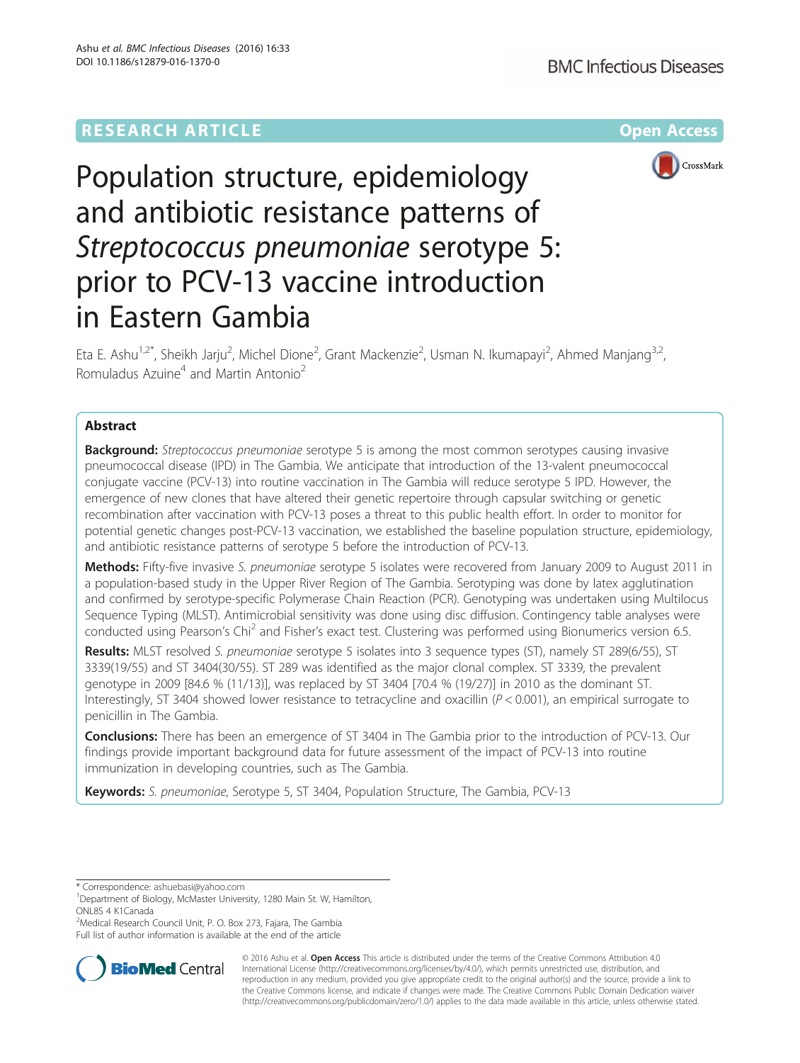RESEARCH ARTICLE

Open Access

# Population structure, epidemiology and antibiotic resistance patterns of *Streptococcus pneumoniae* serotype 5: prior to PCV-13 vaccine introduction in Eastern Gambia

Eta E. Ashu[1,2*], Sheikh Jarju[2], Michel Dione[2], Grant Mackenzie[2], Usman N. Ikumapayi[2], Ahmed Manjang[3,2], Romuladus Azuine[4] and Martin Antonio[2]

## Abstract

**Background:** *Streptococcus pneumoniae* serotype 5 is among the most common serotypes causing invasive pneumococcal disease (IPD) in The Gambia. We anticipate that introduction of the 13-valent pneumococcal conjugate vaccine (PCV-13) into routine vaccination in The Gambia will reduce serotype 5 IPD. However, the emergence of new clones that have altered their genetic repertoire through capsular switching or genetic recombination after vaccination with PCV-13 poses a threat to this public health effort. In order to monitor for potential genetic changes post-PCV-13 vaccination, we established the baseline population structure, epidemiology, and antibiotic resistance patterns of serotype 5 before the introduction of PCV-13.

**Methods:** Fifty-five invasive *S. pneumoniae* serotype 5 isolates were recovered from January 2009 to August 2011 in a population-based study in the Upper River Region of The Gambia. Serotyping was done by latex agglutination and confirmed by serotype-specific Polymerase Chain Reaction (PCR). Genotyping was undertaken using Multilocus Sequence Typing (MLST). Antimicrobial sensitivity was done using disc diffusion. Contingency table analyses were conducted using Pearson's Chi$^2$ and Fisher's exact test. Clustering was performed using Bionumerics version 6.5.

**Results:** MLST resolved *S. pneumoniae* serotype 5 isolates into 3 sequence types (ST), namely ST 289(6/55), ST 3339(19/55) and ST 3404(30/55). ST 289 was identified as the major clonal complex. ST 3339, the prevalent genotype in 2009 [84.6 % (11/13)], was replaced by ST 3404 [70.4 % (19/27)] in 2010 as the dominant ST. Interestingly, ST 3404 showed lower resistance to tetracycline and oxacillin ($P < 0.001$), an empirical surrogate to penicillin in The Gambia.

**Conclusions:** There has been an emergence of ST 3404 in The Gambia prior to the introduction of PCV-13. Our findings provide important background data for future assessment of the impact of PCV-13 into routine immunization in developing countries, such as The Gambia.

**Keywords:** *S. pneumoniae*, Serotype 5, ST 3404, Population Structure, The Gambia, PCV-13

\* Correspondence: ashuebasi@yahoo.com
[1]Department of Biology, McMaster University, 1280 Main St. W, Hamilton, ONL8S 4 K1Canada
[2]Medical Research Council Unit, P. O. Box 273, Fajara, The Gambia
Full list of author information is available at the end of the article

© 2016 Ashu et al. **Open Access** This article is distributed under the terms of the Creative Commons Attribution 4.0 International License (http://creativecommons.org/licenses/by/4.0/), which permits unrestricted use, distribution, and reproduction in any medium, provided you give appropriate credit to the original author(s) and the source, provide a link to the Creative Commons license, and indicate if changes were made. The Creative Commons Public Domain Dedication waiver (http://creativecommons.org/publicdomain/zero/1.0/) applies to the data made available in this article, unless otherwise stated.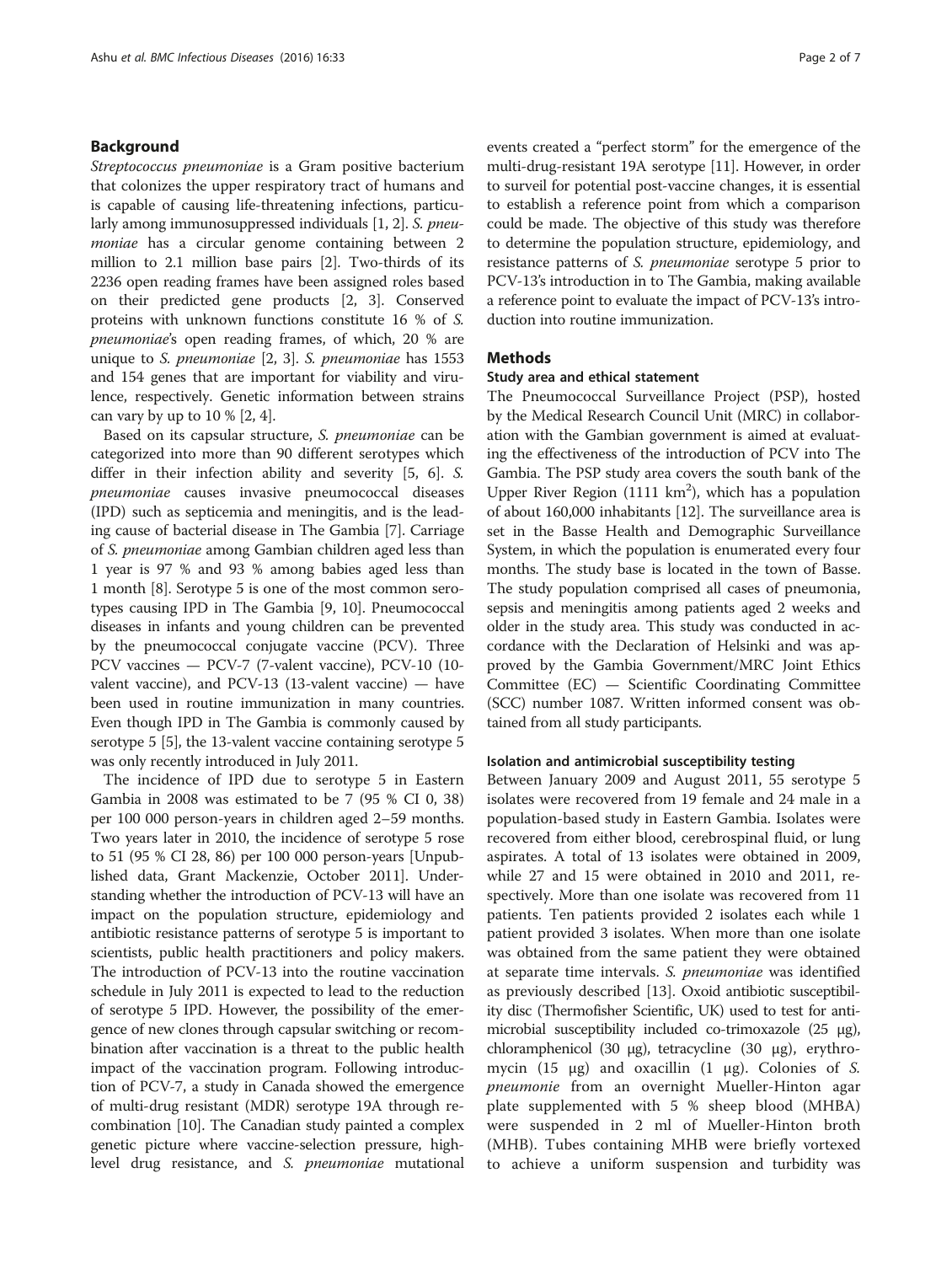## Background

*Streptococcus pneumoniae* is a Gram positive bacterium that colonizes the upper respiratory tract of humans and is capable of causing life-threatening infections, particularly among immunosuppressed individuals [1, 2]. *S. pneumoniae* has a circular genome containing between 2 million to 2.1 million base pairs [2]. Two-thirds of its 2236 open reading frames have been assigned roles based on their predicted gene products [2, 3]. Conserved proteins with unknown functions constitute 16 % of *S. pneumoniae*'s open reading frames, of which, 20 % are unique to *S. pneumoniae* [2, 3]. *S. pneumoniae* has 1553 and 154 genes that are important for viability and virulence, respectively. Genetic information between strains can vary by up to 10 % [2, 4].

Based on its capsular structure, *S. pneumoniae* can be categorized into more than 90 different serotypes which differ in their infection ability and severity [5, 6]. *S. pneumoniae* causes invasive pneumococcal diseases (IPD) such as septicemia and meningitis, and is the leading cause of bacterial disease in The Gambia [7]. Carriage of *S. pneumoniae* among Gambian children aged less than 1 year is 97 % and 93 % among babies aged less than 1 month [8]. Serotype 5 is one of the most common serotypes causing IPD in The Gambia [9, 10]. Pneumococcal diseases in infants and young children can be prevented by the pneumococcal conjugate vaccine (PCV). Three PCV vaccines — PCV-7 (7-valent vaccine), PCV-10 (10-valent vaccine), and PCV-13 (13-valent vaccine) — have been used in routine immunization in many countries. Even though IPD in The Gambia is commonly caused by serotype 5 [5], the 13-valent vaccine containing serotype 5 was only recently introduced in July 2011.

The incidence of IPD due to serotype 5 in Eastern Gambia in 2008 was estimated to be 7 (95 % CI 0, 38) per 100 000 person-years in children aged 2–59 months. Two years later in 2010, the incidence of serotype 5 rose to 51 (95 % CI 28, 86) per 100 000 person-years [Unpublished data, Grant Mackenzie, October 2011]. Understanding whether the introduction of PCV-13 will have an impact on the population structure, epidemiology and antibiotic resistance patterns of serotype 5 is important to scientists, public health practitioners and policy makers. The introduction of PCV-13 into the routine vaccination schedule in July 2011 is expected to lead to the reduction of serotype 5 IPD. However, the possibility of the emergence of new clones through capsular switching or recombination after vaccination is a threat to the public health impact of the vaccination program. Following introduction of PCV-7, a study in Canada showed the emergence of multi-drug resistant (MDR) serotype 19A through recombination [10]. The Canadian study painted a complex genetic picture where vaccine-selection pressure, high-level drug resistance, and *S. pneumoniae* mutational events created a "perfect storm" for the emergence of the multi-drug-resistant 19A serotype [11]. However, in order to surveil for potential post-vaccine changes, it is essential to establish a reference point from which a comparison could be made. The objective of this study was therefore to determine the population structure, epidemiology, and resistance patterns of *S. pneumoniae* serotype 5 prior to PCV-13's introduction in to The Gambia, making available a reference point to evaluate the impact of PCV-13's introduction into routine immunization.

## Methods

### Study area and ethical statement

The Pneumococcal Surveillance Project (PSP), hosted by the Medical Research Council Unit (MRC) in collaboration with the Gambian government is aimed at evaluating the effectiveness of the introduction of PCV into The Gambia. The PSP study area covers the south bank of the Upper River Region (1111 km$^2$), which has a population of about 160,000 inhabitants [12]. The surveillance area is set in the Basse Health and Demographic Surveillance System, in which the population is enumerated every four months. The study base is located in the town of Basse. The study population comprised all cases of pneumonia, sepsis and meningitis among patients aged 2 weeks and older in the study area. This study was conducted in accordance with the Declaration of Helsinki and was approved by the Gambia Government/MRC Joint Ethics Committee (EC) — Scientific Coordinating Committee (SCC) number 1087. Written informed consent was obtained from all study participants.

### Isolation and antimicrobial susceptibility testing

Between January 2009 and August 2011, 55 serotype 5 isolates were recovered from 19 female and 24 male in a population-based study in Eastern Gambia. Isolates were recovered from either blood, cerebrospinal fluid, or lung aspirates. A total of 13 isolates were obtained in 2009, while 27 and 15 were obtained in 2010 and 2011, respectively. More than one isolate was recovered from 11 patients. Ten patients provided 2 isolates each while 1 patient provided 3 isolates. When more than one isolate was obtained from the same patient they were obtained at separate time intervals. *S. pneumoniae* was identified as previously described [13]. Oxoid antibiotic susceptibility disc (Thermofisher Scientific, UK) used to test for antimicrobial susceptibility included co-trimoxazole (25 μg), chloramphenicol (30 μg), tetracycline (30 μg), erythromycin (15 μg) and oxacillin (1 μg). Colonies of *S. pneumonie* from an overnight Mueller-Hinton agar plate supplemented with 5 % sheep blood (MHBA) were suspended in 2 ml of Mueller-Hinton broth (MHB). Tubes containing MHB were briefly vortexed to achieve a uniform suspension and turbidity was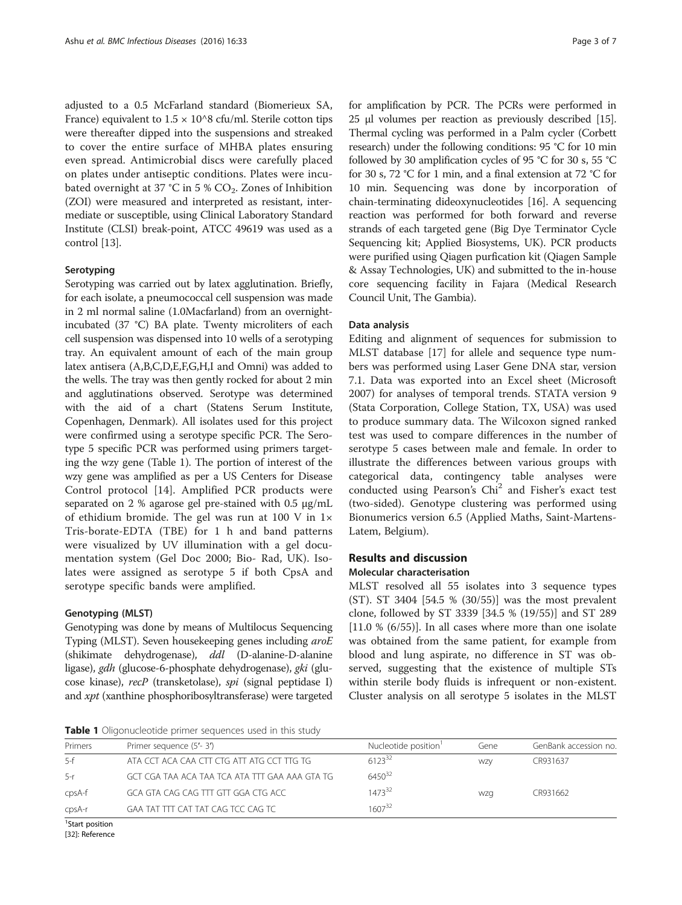adjusted to a 0.5 McFarland standard (Biomerieux SA, France) equivalent to $1.5 \times 10^8$ cfu/ml. Sterile cotton tips were thereafter dipped into the suspensions and streaked to cover the entire surface of MHBA plates ensuring even spread. Antimicrobial discs were carefully placed on plates under antiseptic conditions. Plates were incubated overnight at 37 °C in 5 % $CO_2$. Zones of Inhibition (ZOI) were measured and interpreted as resistant, intermediate or susceptible, using Clinical Laboratory Standard Institute (CLSI) break-point, ATCC 49619 was used as a control [13].

### Serotyping

Serotyping was carried out by latex agglutination. Briefly, for each isolate, a pneumococcal cell suspension was made in 2 ml normal saline (1.0Macfarland) from an overnight-incubated (37 °C) BA plate. Twenty microliters of each cell suspension was dispensed into 10 wells of a serotyping tray. An equivalent amount of each of the main group latex antisera (A,B,C,D,E,F,G,H,I and Omni) was added to the wells. The tray was then gently rocked for about 2 min and agglutinations observed. Serotype was determined with the aid of a chart (Statens Serum Institute, Copenhagen, Denmark). All isolates used for this project were confirmed using a serotype specific PCR. The Serotype 5 specific PCR was performed using primers targeting the wzy gene (Table 1). The portion of interest of the wzy gene was amplified as per a US Centers for Disease Control protocol [14]. Amplified PCR products were separated on 2 % agarose gel pre-stained with 0.5 μg/mL of ethidium bromide. The gel was run at 100 V in 1× Tris-borate-EDTA (TBE) for 1 h and band patterns were visualized by UV illumination with a gel documentation system (Gel Doc 2000; Bio- Rad, UK). Isolates were assigned as serotype 5 if both CpsA and serotype specific bands were amplified.

### Genotyping (MLST)

Genotyping was done by means of Multilocus Sequencing Typing (MLST). Seven housekeeping genes including *aroE* (shikimate dehydrogenase), *ddl* (D-alanine-D-alanine ligase), *gdh* (glucose-6-phosphate dehydrogenase), *gki* (glucose kinase), *recP* (transketolase), *spi* (signal peptidase I) and *xpt* (xanthine phosphoribosyltransferase) were targeted for amplification by PCR. The PCRs were performed in 25 μl volumes per reaction as previously described [15]. Thermal cycling was performed in a Palm cycler (Corbett research) under the following conditions: 95 °C for 10 min followed by 30 amplification cycles of 95 °C for 30 s, 55 °C for 30 s, 72 °C for 1 min, and a final extension at 72 °C for 10 min. Sequencing was done by incorporation of chain-terminating dideoxynucleotides [16]. A sequencing reaction was performed for both forward and reverse strands of each targeted gene (Big Dye Terminator Cycle Sequencing kit; Applied Biosystems, UK). PCR products were purified using Qiagen purfication kit (Qiagen Sample & Assay Technologies, UK) and submitted to the in-house core sequencing facility in Fajara (Medical Research Council Unit, The Gambia).

### Data analysis

Editing and alignment of sequences for submission to MLST database [17] for allele and sequence type numbers was performed using Laser Gene DNA star, version 7.1. Data was exported into an Excel sheet (Microsoft 2007) for analyses of temporal trends. STATA version 9 (Stata Corporation, College Station, TX, USA) was used to produce summary data. The Wilcoxon signed ranked test was used to compare differences in the number of serotype 5 cases between male and female. In order to illustrate the differences between various groups with categorical data, contingency table analyses were conducted using Pearson's $Chi^2$ and Fisher's exact test (two-sided). Genotype clustering was performed using Bionumerics version 6.5 (Applied Maths, Saint-Martens-Latem, Belgium).

## Results and discussion

### Molecular characterisation

MLST resolved all 55 isolates into 3 sequence types (ST). ST 3404 [54.5 % (30/55)] was the most prevalent clone, followed by ST 3339 [34.5 % (19/55)] and ST 289 [11.0 % (6/55)]. In all cases where more than one isolate was obtained from the same patient, for example from blood and lung aspirate, no difference in ST was observed, suggesting that the existence of multiple STs within sterile body fluids is infrequent or non-existent. Cluster analysis on all serotype 5 isolates in the MLST

**Table 1** Oligonucleotide primer sequences used in this study

| Primers | Primer sequence (5'- 3') | Nucleotide position[1] | Gene | GenBank accession no. |
|---|---|---|---|---|
| 5-f | ATA CCT ACA CAA CTT CTG ATT ATG CCT TTG TG | 6123[32] | wzy | CR931637 |
| 5-r | GCT CGA TAA ACA TAA TCA ATA TTT GAA AAA GTA TG | 6450[32] | | |
| cpsA-f | GCA GTA CAG CAG TTT GTT GGA CTG ACC | 1473[32] | wzg | CR931662 |
| cpsA-r | GAA TAT TTT CAT TAT CAG TCC CAG TC | 1607[32] | | |

[1]Start position

[32]: Reference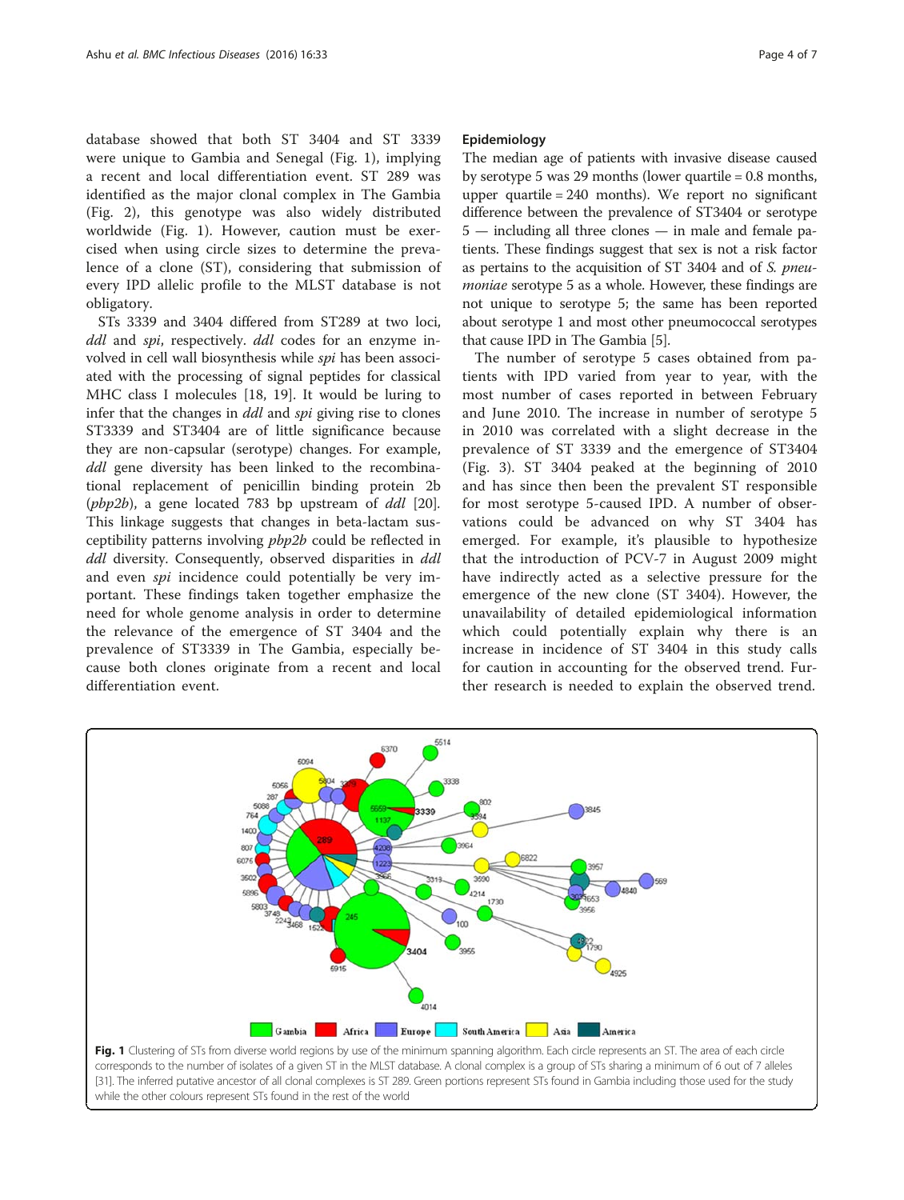database showed that both ST 3404 and ST 3339 were unique to Gambia and Senegal (Fig. 1), implying a recent and local differentiation event. ST 289 was identified as the major clonal complex in The Gambia (Fig. 2), this genotype was also widely distributed worldwide (Fig. 1). However, caution must be exercised when using circle sizes to determine the prevalence of a clone (ST), considering that submission of every IPD allelic profile to the MLST database is not obligatory.

STs 3339 and 3404 differed from ST289 at two loci, *ddl* and *spi*, respectively. *ddl* codes for an enzyme involved in cell wall biosynthesis while *spi* has been associated with the processing of signal peptides for classical MHC class I molecules [18, 19]. It would be luring to infer that the changes in *ddl* and *spi* giving rise to clones ST3339 and ST3404 are of little significance because they are non-capsular (serotype) changes. For example, *ddl* gene diversity has been linked to the recombinational replacement of penicillin binding protein 2b (*pbp2b*), a gene located 783 bp upstream of *ddl* [20]. This linkage suggests that changes in beta-lactam susceptibility patterns involving *pbp2b* could be reflected in *ddl* diversity. Consequently, observed disparities in *ddl* and even *spi* incidence could potentially be very important. These findings taken together emphasize the need for whole genome analysis in order to determine the relevance of the emergence of ST 3404 and the prevalence of ST3339 in The Gambia, especially because both clones originate from a recent and local differentiation event.

## Epidemiology

The median age of patients with invasive disease caused by serotype 5 was 29 months (lower quartile = 0.8 months, upper quartile = 240 months). We report no significant difference between the prevalence of ST3404 or serotype 5 — including all three clones — in male and female patients. These findings suggest that sex is not a risk factor as pertains to the acquisition of ST 3404 and of *S. pneumoniae* serotype 5 as a whole. However, these findings are not unique to serotype 5; the same has been reported about serotype 1 and most other pneumococcal serotypes that cause IPD in The Gambia [5].

The number of serotype 5 cases obtained from patients with IPD varied from year to year, with the most number of cases reported in between February and June 2010. The increase in number of serotype 5 in 2010 was correlated with a slight decrease in the prevalence of ST 3339 and the emergence of ST3404 (Fig. 3). ST 3404 peaked at the beginning of 2010 and has since then been the prevalent ST responsible for most serotype 5-caused IPD. A number of observations could be advanced on why ST 3404 has emerged. For example, it's plausible to hypothesize that the introduction of PCV-7 in August 2009 might have indirectly acted as a selective pressure for the emergence of the new clone (ST 3404). However, the unavailability of detailed epidemiological information which could potentially explain why there is an increase in incidence of ST 3404 in this study calls for caution in accounting for the observed trend. Further research is needed to explain the observed trend.

**Fig. 1** Clustering of STs from diverse world regions by use of the minimum spanning algorithm. Each circle represents an ST. The area of each circle corresponds to the number of isolates of a given ST in the MLST database. A clonal complex is a group of STs sharing a minimum of 6 out of 7 alleles [31]. The inferred putative ancestor of all clonal complexes is ST 289. Green portions represent STs found in Gambia including those used for the study while the other colours represent STs found in the rest of the world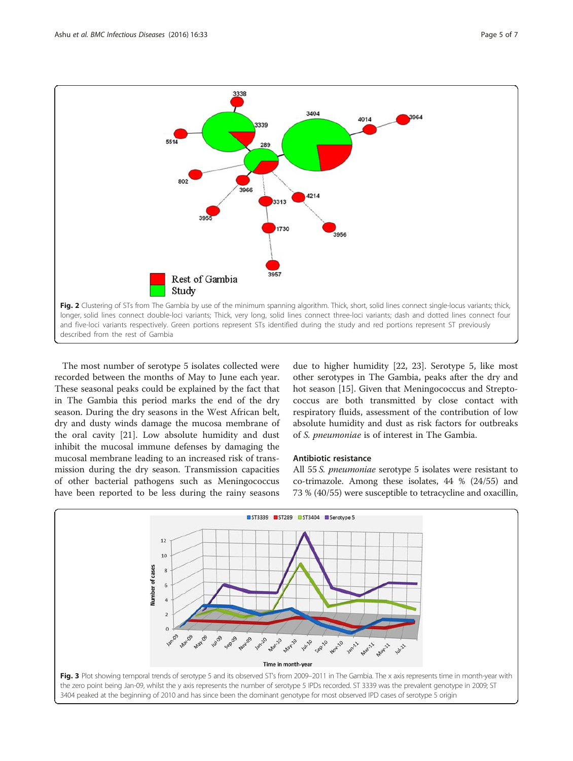Fig. 2 Clustering of STs from The Gambia by use of the minimum spanning algorithm. Thick, short, solid lines connect single-locus variants; thick, longer, solid lines connect double-loci variants; Thick, very long, solid lines connect three-loci variants; dash and dotted lines connect four and five-loci variants respectively. Green portions represent STs identified during the study and red portions represent ST previously described from the rest of Gambia

The most number of serotype 5 isolates collected were recorded between the months of May to June each year. These seasonal peaks could be explained by the fact that in The Gambia this period marks the end of the dry season. During the dry seasons in the West African belt, dry and dusty winds damage the mucosa membrane of the oral cavity [21]. Low absolute humidity and dust inhibit the mucosal immune defenses by damaging the mucosal membrane leading to an increased risk of transmission during the dry season. Transmission capacities of other bacterial pathogens such as Meningococcus have been reported to be less during the rainy seasons due to higher humidity [22, 23]. Serotype 5, like most other serotypes in The Gambia, peaks after the dry and hot season [15]. Given that Meningococcus and Streptococcus are both transmitted by close contact with respiratory fluids, assessment of the contribution of low absolute humidity and dust as risk factors for outbreaks of *S. pneumoniae* is of interest in The Gambia.

### Antibiotic resistance

All 55 *S. pneumoniae* serotype 5 isolates were resistant to co-trimazole. Among these isolates, 44 % (24/55) and 73 % (40/55) were susceptible to tetracycline and oxacillin,

Fig. 3 Plot showing temporal trends of serotype 5 and its observed ST's from 2009–2011 in The Gambia. The x axis represents time in month-year with the zero point being Jan-09, whilst the y axis represents the number of serotype 5 IPDs recorded. ST 3339 was the prevalent genotype in 2009; ST 3404 peaked at the beginning of 2010 and has since been the dominant genotype for most observed IPD cases of serotype 5 origin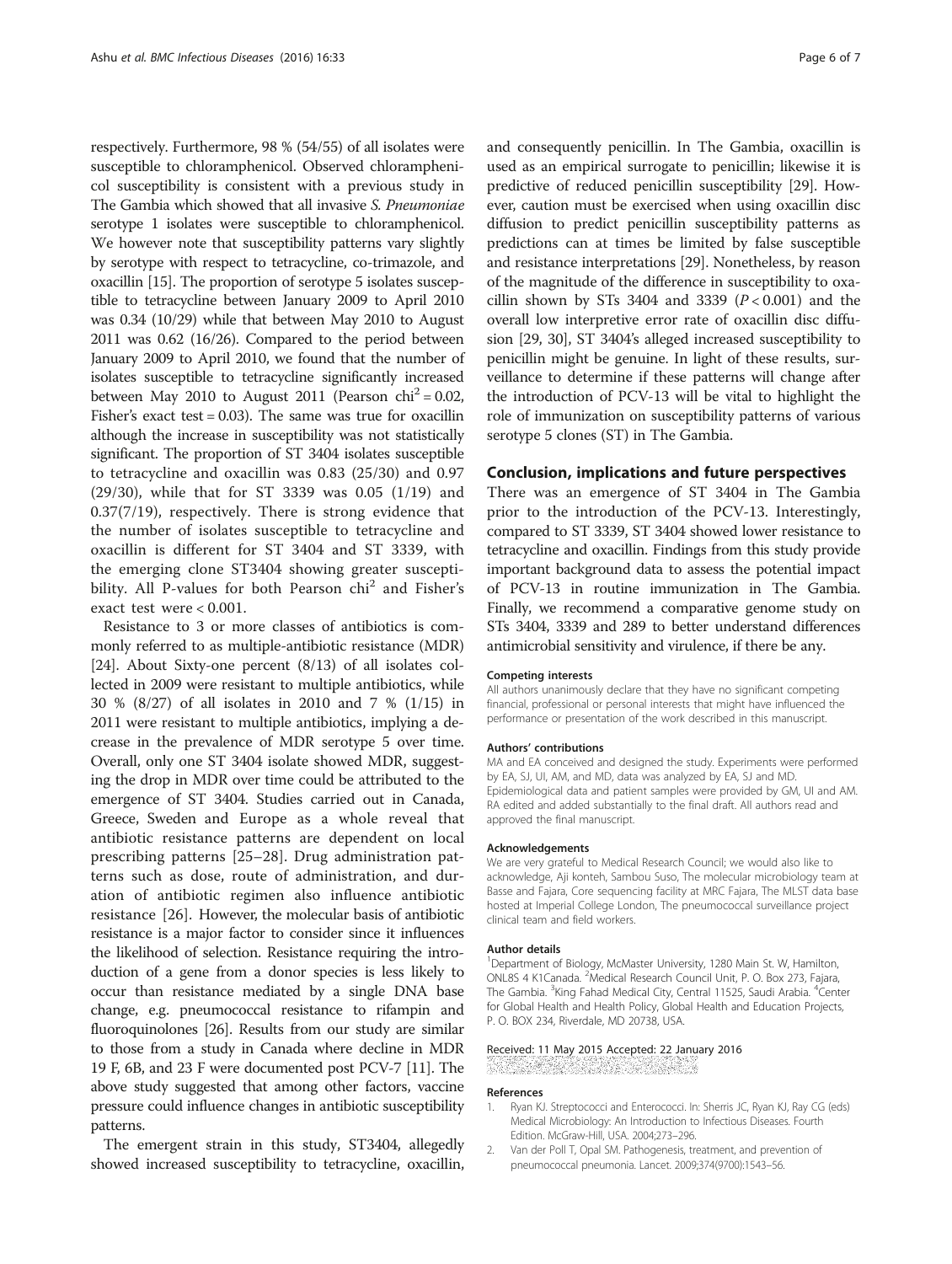respectively. Furthermore, 98 % (54/55) of all isolates were susceptible to chloramphenicol. Observed chloramphenicol susceptibility is consistent with a previous study in The Gambia which showed that all invasive *S. Pneumoniae* serotype 1 isolates were susceptible to chloramphenicol. We however note that susceptibility patterns vary slightly by serotype with respect to tetracycline, co-trimazole, and oxacillin [15]. The proportion of serotype 5 isolates susceptible to tetracycline between January 2009 to April 2010 was 0.34 (10/29) while that between May 2010 to August 2011 was 0.62 (16/26). Compared to the period between January 2009 to April 2010, we found that the number of isolates susceptible to tetracycline significantly increased between May 2010 to August 2011 (Pearson $chi^2 = 0.02$, Fisher's exact test = 0.03). The same was true for oxacillin although the increase in susceptibility was not statistically significant. The proportion of ST 3404 isolates susceptible to tetracycline and oxacillin was 0.83 (25/30) and 0.97 (29/30), while that for ST 3339 was 0.05 (1/19) and 0.37(7/19), respectively. There is strong evidence that the number of isolates susceptible to tetracycline and oxacillin is different for ST 3404 and ST 3339, with the emerging clone ST3404 showing greater susceptibility. All P-values for both Pearson $chi^2$ and Fisher's exact test were < 0.001.

Resistance to 3 or more classes of antibiotics is commonly referred to as multiple-antibiotic resistance (MDR) [24]. About Sixty-one percent (8/13) of all isolates collected in 2009 were resistant to multiple antibiotics, while 30 % (8/27) of all isolates in 2010 and 7 % (1/15) in 2011 were resistant to multiple antibiotics, implying a decrease in the prevalence of MDR serotype 5 over time. Overall, only one ST 3404 isolate showed MDR, suggesting the drop in MDR over time could be attributed to the emergence of ST 3404. Studies carried out in Canada, Greece, Sweden and Europe as a whole reveal that antibiotic resistance patterns are dependent on local prescribing patterns [25–28]. Drug administration patterns such as dose, route of administration, and duration of antibiotic regimen also influence antibiotic resistance [26]. However, the molecular basis of antibiotic resistance is a major factor to consider since it influences the likelihood of selection. Resistance requiring the introduction of a gene from a donor species is less likely to occur than resistance mediated by a single DNA base change, e.g. pneumococcal resistance to rifampin and fluoroquinolones [26]. Results from our study are similar to those from a study in Canada where decline in MDR 19 F, 6B, and 23 F were documented post PCV-7 [11]. The above study suggested that among other factors, vaccine pressure could influence changes in antibiotic susceptibility patterns.

The emergent strain in this study, ST3404, allegedly showed increased susceptibility to tetracycline, oxacillin, and consequently penicillin. In The Gambia, oxacillin is used as an empirical surrogate to penicillin; likewise it is predictive of reduced penicillin susceptibility [29]. However, caution must be exercised when using oxacillin disc diffusion to predict penicillin susceptibility patterns as predictions can at times be limited by false susceptible and resistance interpretations [29]. Nonetheless, by reason of the magnitude of the difference in susceptibility to oxacillin shown by STs 3404 and 3339 ($P < 0.001$) and the overall low interpretive error rate of oxacillin disc diffusion [29, 30], ST 3404's alleged increased susceptibility to penicillin might be genuine. In light of these results, surveillance to determine if these patterns will change after the introduction of PCV-13 will be vital to highlight the role of immunization on susceptibility patterns of various serotype 5 clones (ST) in The Gambia.

## Conclusion, implications and future perspectives

There was an emergence of ST 3404 in The Gambia prior to the introduction of the PCV-13. Interestingly, compared to ST 3339, ST 3404 showed lower resistance to tetracycline and oxacillin. Findings from this study provide important background data to assess the potential impact of PCV-13 in routine immunization in The Gambia. Finally, we recommend a comparative genome study on STs 3404, 3339 and 289 to better understand differences antimicrobial sensitivity and virulence, if there be any.

#### Competing interests

All authors unanimously declare that they have no significant competing financial, professional or personal interests that might have influenced the performance or presentation of the work described in this manuscript.

#### Authors' contributions

MA and EA conceived and designed the study. Experiments were performed by EA, SJ, UI, AM, and MD, data was analyzed by EA, SJ and MD. Epidemiological data and patient samples were provided by GM, UI and AM. RA edited and added substantially to the final draft. All authors read and approved the final manuscript.

#### Acknowledgements

We are very grateful to Medical Research Council; we would also like to acknowledge, Aji konteh, Sambou Suso, The molecular microbiology team at Basse and Fajara, Core sequencing facility at MRC Fajara, The MLST data base hosted at Imperial College London, The pneumococcal surveillance project clinical team and field workers.

#### Author details

[1]Department of Biology, McMaster University, 1280 Main St. W, Hamilton, ONL8S 4 K1Canada. [2]Medical Research Council Unit, P. O. Box 273, Fajara, The Gambia. [3]King Fahad Medical City, Central 11525, Saudi Arabia. [4]Center for Global Health and Health Policy, Global Health and Education Projects, P. O. BOX 234, Riverdale, MD 20738, USA.

Received: 11 May 2015 Accepted: 22 January 2016

#### References

1. Ryan KJ. Streptococci and Enterococci. In: Sherris JC, Ryan KJ, Ray CG (eds) Medical Microbiology: An Introduction to Infectious Diseases. Fourth Edition. McGraw-Hill, USA. 2004;273–296.
2. Van der Poll T, Opal SM. Pathogenesis, treatment, and prevention of pneumococcal pneumonia. Lancet. 2009;374(9700):1543–56.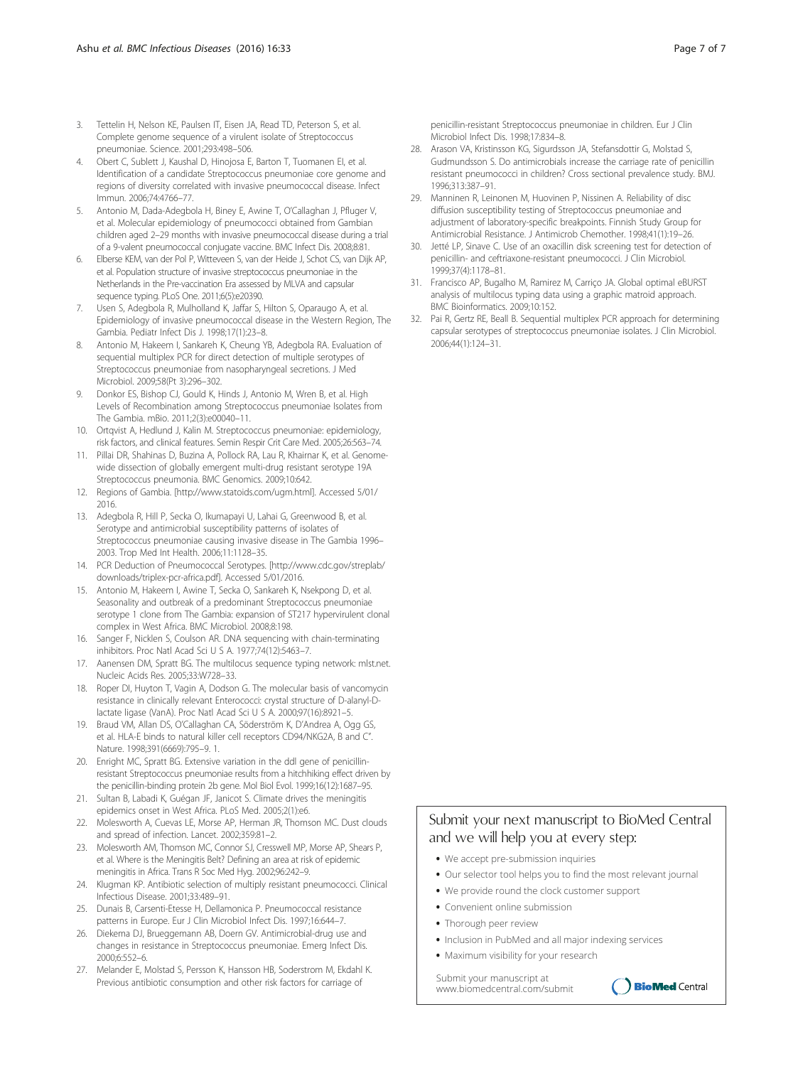3. Tettelin H, Nelson KE, Paulsen IT, Eisen JA, Read TD, Peterson S, et al. Complete genome sequence of a virulent isolate of Streptococcus pneumoniae. Science. 2001;293:498–506.
4. Obert C, Sublett J, Kaushal D, Hinojosa E, Barton T, Tuomanen EI, et al. Identification of a candidate Streptococcus pneumoniae core genome and regions of diversity correlated with invasive pneumococcal disease. Infect Immun. 2006;74:4766–77.
5. Antonio M, Dada-Adegbola H, Biney E, Awine T, O'Callaghan J, Pfluger V, et al. Molecular epidemiology of pneumococci obtained from Gambian children aged 2–29 months with invasive pneumococcal disease during a trial of a 9-valent pneumococcal conjugate vaccine. BMC Infect Dis. 2008;8:81.
6. Elberse KEM, van der Pol P, Witteveen S, van der Heide J, Schot CS, van Dijk AP, et al. Population structure of invasive streptococcus pneumoniae in the Netherlands in the Pre-vaccination Era assessed by MLVA and capsular sequence typing. PLoS One. 2011;6(5):e20390.
7. Usen S, Adegbola R, Mulholland K, Jaffar S, Hilton S, Oparaugo A, et al. Epidemiology of invasive pneumococcal disease in the Western Region, The Gambia. Pediatr Infect Dis J. 1998;17(1):23–8.
8. Antonio M, Hakeem I, Sankareh K, Cheung YB, Adegbola RA. Evaluation of sequential multiplex PCR for direct detection of multiple serotypes of Streptococcus pneumoniae from nasopharyngeal secretions. J Med Microbiol. 2009;58(Pt 3):296–302.
9. Donkor ES, Bishop CJ, Gould K, Hinds J, Antonio M, Wren B, et al. High Levels of Recombination among Streptococcus pneumoniae Isolates from The Gambia. mBio. 2011;2(3):e00040–11.
10. Ortqvist A, Hedlund J, Kalin M. Streptococcus pneumoniae: epidemiology, risk factors, and clinical features. Semin Respir Crit Care Med. 2005;26:563–74.
11. Pillai DR, Shahinas D, Buzina A, Pollock RA, Lau R, Khairnar K, et al. Genome-wide dissection of globally emergent multi-drug resistant serotype 19A Streptococcus pneumonia. BMC Genomics. 2009;10:642.
12. Regions of Gambia. [http://www.statoids.com/ugm.html]. Accessed 5/01/2016.
13. Adegbola R, Hill P, Secka O, Ikumapayi U, Lahai G, Greenwood B, et al. Serotype and antimicrobial susceptibility patterns of isolates of Streptococcus pneumoniae causing invasive disease in The Gambia 1996–2003. Trop Med Int Health. 2006;11:1128–35.
14. PCR Deduction of Pneumococcal Serotypes. [http://www.cdc.gov/streplab/downloads/triplex-pcr-africa.pdf]. Accessed 5/01/2016.
15. Antonio M, Hakeem I, Awine T, Secka O, Sankareh K, Nsekpong D, et al. Seasonality and outbreak of a predominant Streptococcus pneumoniae serotype 1 clone from The Gambia: expansion of ST217 hypervirulent clonal complex in West Africa. BMC Microbiol. 2008;8:198.
16. Sanger F, Nicklen S, Coulson AR. DNA sequencing with chain-terminating inhibitors. Proc Natl Acad Sci U S A. 1977;74(12):5463–7.
17. Aanensen DM, Spratt BG. The multilocus sequence typing network: mlst.net. Nucleic Acids Res. 2005;33:W728–33.
18. Roper DI, Huyton T, Vagin A, Dodson G. The molecular basis of vancomycin resistance in clinically relevant Enterococci: crystal structure of D-alanyl-D-lactate ligase (VanA). Proc Natl Acad Sci U S A. 2000;97(16):8921–5.
19. Braud VM, Allan DS, O'Callaghan CA, Söderström K, D'Andrea A, Ogg GS, et al. HLA-E binds to natural killer cell receptors CD94/NKG2A, B and C". Nature. 1998;391(6669):795–9. 1.
20. Enright MC, Spratt BG. Extensive variation in the ddl gene of penicillin-resistant Streptococcus pneumoniae results from a hitchhiking effect driven by the penicillin-binding protein 2b gene. Mol Biol Evol. 1999;16(12):1687–95.
21. Sultan B, Labadi K, Guégan JF, Janicot S. Climate drives the meningitis epidemics onset in West Africa. PLoS Med. 2005;2(1):e6.
22. Molesworth A, Cuevas LE, Morse AP, Herman JR, Thomson MC. Dust clouds and spread of infection. Lancet. 2002;359:81–2.
23. Molesworth AM, Thomson MC, Connor SJ, Cresswell MP, Morse AP, Shears P, et al. Where is the Meningitis Belt? Defining an area at risk of epidemic meningitis in Africa. Trans R Soc Med Hyg. 2002;96:242–9.
24. Klugman KP. Antibiotic selection of multiply resistant pneumococci. Clinical Infectious Disease. 2001;33:489–91.
25. Dunais B, Carsenti-Etesse H, Dellamonica P. Pneumococcal resistance patterns in Europe. Eur J Clin Microbiol Infect Dis. 1997;16:644–7.
26. Diekema DJ, Brueggemann AB, Doern GV. Antimicrobial-drug use and changes in resistance in Streptococcus pneumoniae. Emerg Infect Dis. 2000;6:552–6.
27. Melander E, Molstad S, Persson K, Hansson HB, Soderstrom M, Ekdahl K. Previous antibiotic consumption and other risk factors for carriage of penicillin-resistant Streptococcus pneumoniae in children. Eur J Clin Microbiol Infect Dis. 1998;17:834–8.
28. Arason VA, Kristinsson KG, Sigurdsson JA, Stefansdottir G, Molstad S, Gudmundsson S. Do antimicrobials increase the carriage rate of penicillin resistant pneumococci in children? Cross sectional prevalence study. BMJ. 1996;313:387–91.
29. Manninen R, Leinonen M, Huovinen P, Nissinen A. Reliability of disc diffusion susceptibility testing of Streptococcus pneumoniae and adjustment of laboratory-specific breakpoints. Finnish Study Group for Antimicrobial Resistance. J Antimicrob Chemother. 1998;41(1):19–26.
30. Jetté LP, Sinave C. Use of an oxacillin disk screening test for detection of penicillin- and ceftriaxone-resistant pneumococci. J Clin Microbiol. 1999;37(4):1178–81.
31. Francisco AP, Bugalho M, Ramirez M, Carriço JA. Global optimal eBURST analysis of multilocus typing data using a graphic matroid approach. BMC Bioinformatics. 2009;10:152.
32. Pai R, Gertz RE, Beall B. Sequential multiplex PCR approach for determining capsular serotypes of streptococcus pneumoniae isolates. J Clin Microbiol. 2006;44(1):124–31.

Submit your next manuscript to BioMed Central and we will help you at every step:

- We accept pre-submission inquiries
- Our selector tool helps you to find the most relevant journal
- We provide round the clock customer support
- Convenient online submission
- Thorough peer review
- Inclusion in PubMed and all major indexing services
- Maximum visibility for your research

Submit your manuscript at www.biomedcentral.com/submit

BioMed Central